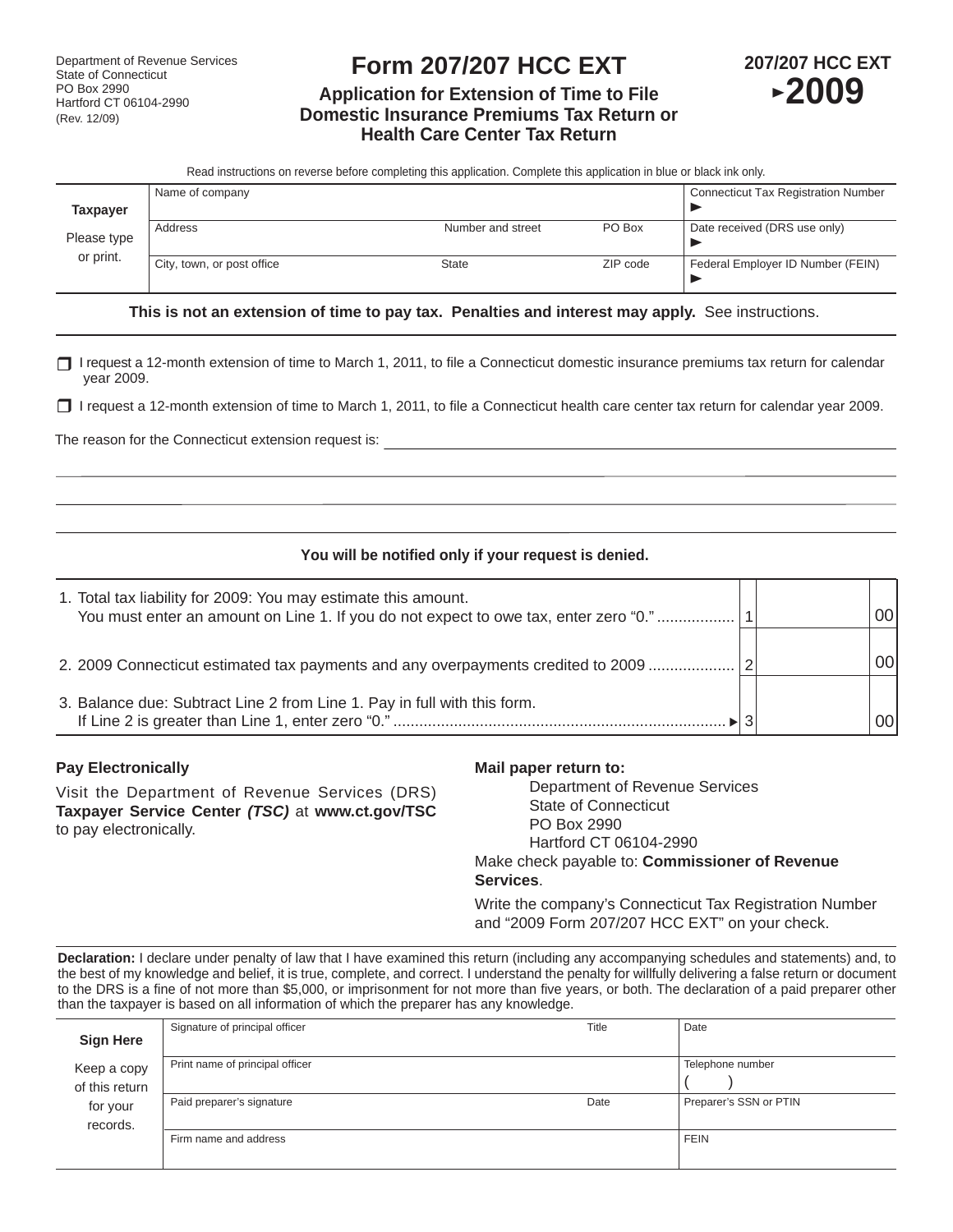Department of Revenue Services
State of Connecticut
PO Box 2990
Hartford CT 06104-2990
(Rev. 12/09)

# Form 207/207 HCC EXT

## Application for Extension of Time to File Domestic Insurance Premiums Tax Return or Health Care Center Tax Return

**207/207 HCC EXT**
**2009**

Read instructions on reverse before completing this application. Complete this application in blue or black ink only.

| **Taxpayer** Please type or print. | Name of company | | | Connecticut Tax Registration Number ► |
|---|---|---|---|---|
| | Address | Number and street | PO Box | Date received (DRS use only) ► |
| | City, town, or post office | State | ZIP code | Federal Employer ID Number (FEIN) ► |

**This is not an extension of time to pay tax. Penalties and interest may apply.** See instructions.

☐ I request a 12-month extension of time to March 1, 2011, to file a Connecticut domestic insurance premiums tax return for calendar year 2009.

☐ I request a 12-month extension of time to March 1, 2011, to file a Connecticut health care center tax return for calendar year 2009.

The reason for the Connecticut extension request is: ____________________

**You will be notified only if your request is denied.**

| | Line | Amount |
|---|---|---|
| 1. Total tax liability for 2009: You may estimate this amount. You must enter an amount on Line 1. If you do not expect to owe tax, enter zero "0." | 1 | 00 |
| 2. 2009 Connecticut estimated tax payments and any overpayments credited to 2009 | 2 | 00 |
| 3. Balance due: Subtract Line 2 from Line 1. Pay in full with this form. If Line 2 is greater than Line 1, enter zero "0." ► | 3 | 00 |

**Pay Electronically**

Visit the Department of Revenue Services (DRS) **Taxpayer Service Center *(TSC)*** at **www.ct.gov/TSC** to pay electronically.

**Mail paper return to:**

Department of Revenue Services
State of Connecticut
PO Box 2990
Hartford CT 06104-2990

Make check payable to: **Commissioner of Revenue Services**.

Write the company's Connecticut Tax Registration Number and "2009 Form 207/207 HCC EXT" on your check.

**Declaration:** I declare under penalty of law that I have examined this return (including any accompanying schedules and statements) and, to the best of my knowledge and belief, it is true, complete, and correct. I understand the penalty for willfully delivering a false return or document to the DRS is a fine of not more than $5,000, or imprisonment for not more than five years, or both. The declaration of a paid preparer other than the taxpayer is based on all information of which the preparer has any knowledge.

| **Sign Here** Keep a copy of this return for your records. | Signature of principal officer | Title | Date |
|---|---|---|---|
| | Print name of principal officer | | Telephone number ( ) |
| | Paid preparer's signature | Date | Preparer's SSN or PTIN |
| | Firm name and address | | FEIN |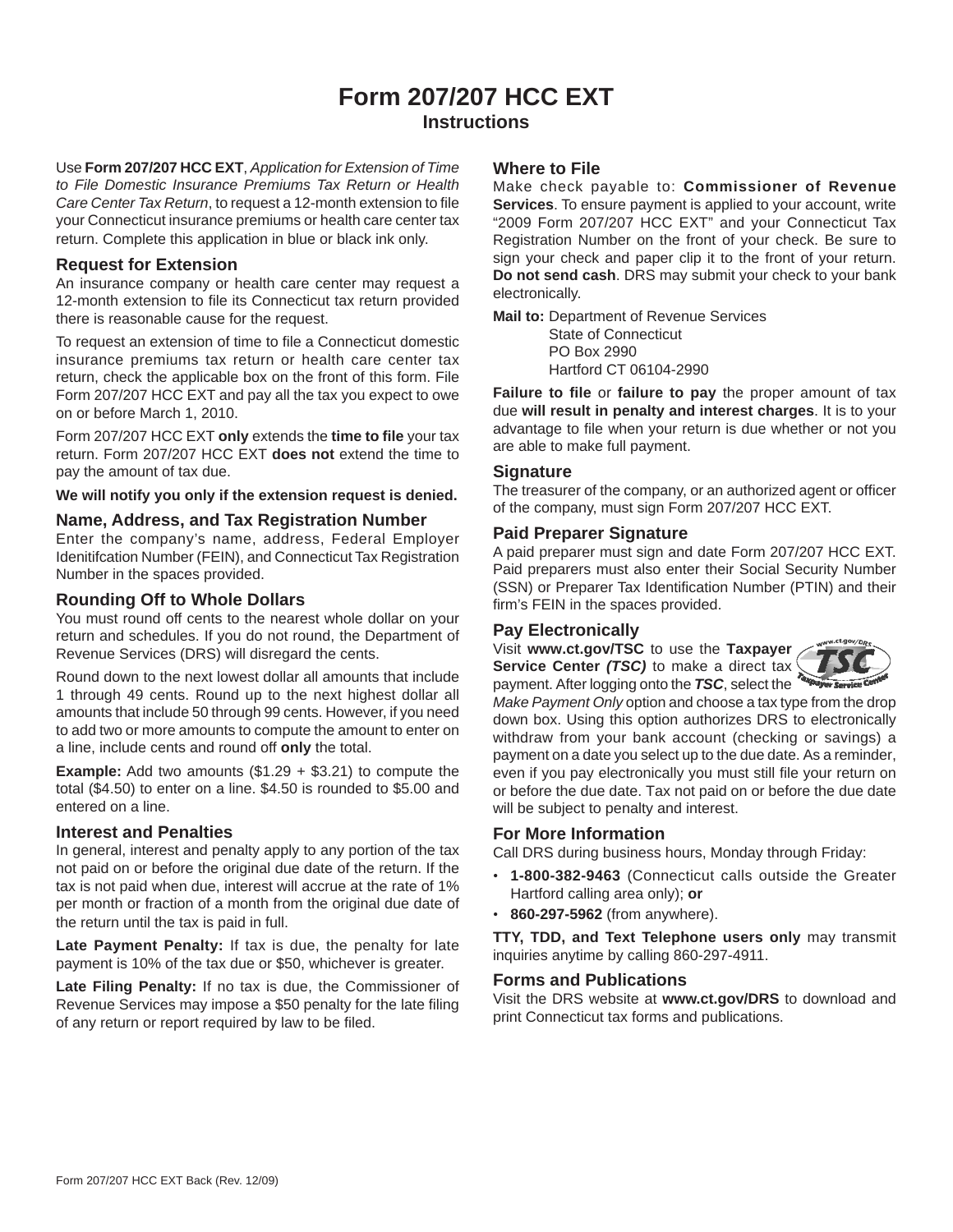// Form 207/207 HCC EXT
## Instructions

Use **Form 207/207 HCC EXT**, *Application for Extension of Time to File Domestic Insurance Premiums Tax Return or Health Care Center Tax Return*, to request a 12-month extension to file your Connecticut insurance premiums or health care center tax return. Complete this application in blue or black ink only.

### Request for Extension

An insurance company or health care center may request a 12-month extension to file its Connecticut tax return provided there is reasonable cause for the request.

To request an extension of time to file a Connecticut domestic insurance premiums tax return or health care center tax return, check the applicable box on the front of this form. File Form 207/207 HCC EXT and pay all the tax you expect to owe on or before March 1, 2010.

Form 207/207 HCC EXT **only** extends the **time to file** your tax return. Form 207/207 HCC EXT **does not** extend the time to pay the amount of tax due.

**We will notify you only if the extension request is denied.**

### Name, Address, and Tax Registration Number

Enter the company's name, address, Federal Employer Idenitifcation Number (FEIN), and Connecticut Tax Registration Number in the spaces provided.

### Rounding Off to Whole Dollars

You must round off cents to the nearest whole dollar on your return and schedules. If you do not round, the Department of Revenue Services (DRS) will disregard the cents.

Round down to the next lowest dollar all amounts that include 1 through 49 cents. Round up to the next highest dollar all amounts that include 50 through 99 cents. However, if you need to add two or more amounts to compute the amount to enter on a line, include cents and round off **only** the total.

**Example:** Add two amounts ($1.29 + $3.21) to compute the total ($4.50) to enter on a line. $4.50 is rounded to $5.00 and entered on a line.

### Interest and Penalties

In general, interest and penalty apply to any portion of the tax not paid on or before the original due date of the return. If the tax is not paid when due, interest will accrue at the rate of 1% per month or fraction of a month from the original due date of the return until the tax is paid in full.

**Late Payment Penalty:** If tax is due, the penalty for late payment is 10% of the tax due or $50, whichever is greater.

**Late Filing Penalty:** If no tax is due, the Commissioner of Revenue Services may impose a $50 penalty for the late filing of any return or report required by law to be filed.

### Where to File

Make check payable to: **Commissioner of Revenue Services**. To ensure payment is applied to your account, write "2009 Form 207/207 HCC EXT" and your Connecticut Tax Registration Number on the front of your check. Be sure to sign your check and paper clip it to the front of your return. **Do not send cash**. DRS may submit your check to your bank electronically.

**Mail to:** Department of Revenue Services
State of Connecticut
PO Box 2990
Hartford CT 06104-2990

**Failure to file** or **failure to pay** the proper amount of tax due **will result in penalty and interest charges**. It is to your advantage to file when your return is due whether or not you are able to make full payment.

### Signature

The treasurer of the company, or an authorized agent or officer of the company, must sign Form 207/207 HCC EXT.

### Paid Preparer Signature

A paid preparer must sign and date Form 207/207 HCC EXT. Paid preparers must also enter their Social Security Number (SSN) or Preparer Tax Identification Number (PTIN) and their firm's FEIN in the spaces provided.

### Pay Electronically

Visit **www.ct.gov/TSC** to use the **Taxpayer Service Center** ***(TSC)*** to make a direct tax payment. After logging onto the ***TSC***, select the *Make Payment Only* option and choose a tax type from the drop down box. Using this option authorizes DRS to electronically withdraw from your bank account (checking or savings) a payment on a date you select up to the due date. As a reminder, even if you pay electronically you must still file your return on or before the due date. Tax not paid on or before the due date will be subject to penalty and interest.

### For More Information

Call DRS during business hours, Monday through Friday:

- **1-800-382-9463** (Connecticut calls outside the Greater Hartford calling area only); **or**
- **860-297-5962** (from anywhere).

**TTY, TDD, and Text Telephone users only** may transmit inquiries anytime by calling 860-297-4911.

### Forms and Publications

Visit the DRS website at **www.ct.gov/DRS** to download and print Connecticut tax forms and publications.

Form 207/207 HCC EXT Back (Rev. 12/09)